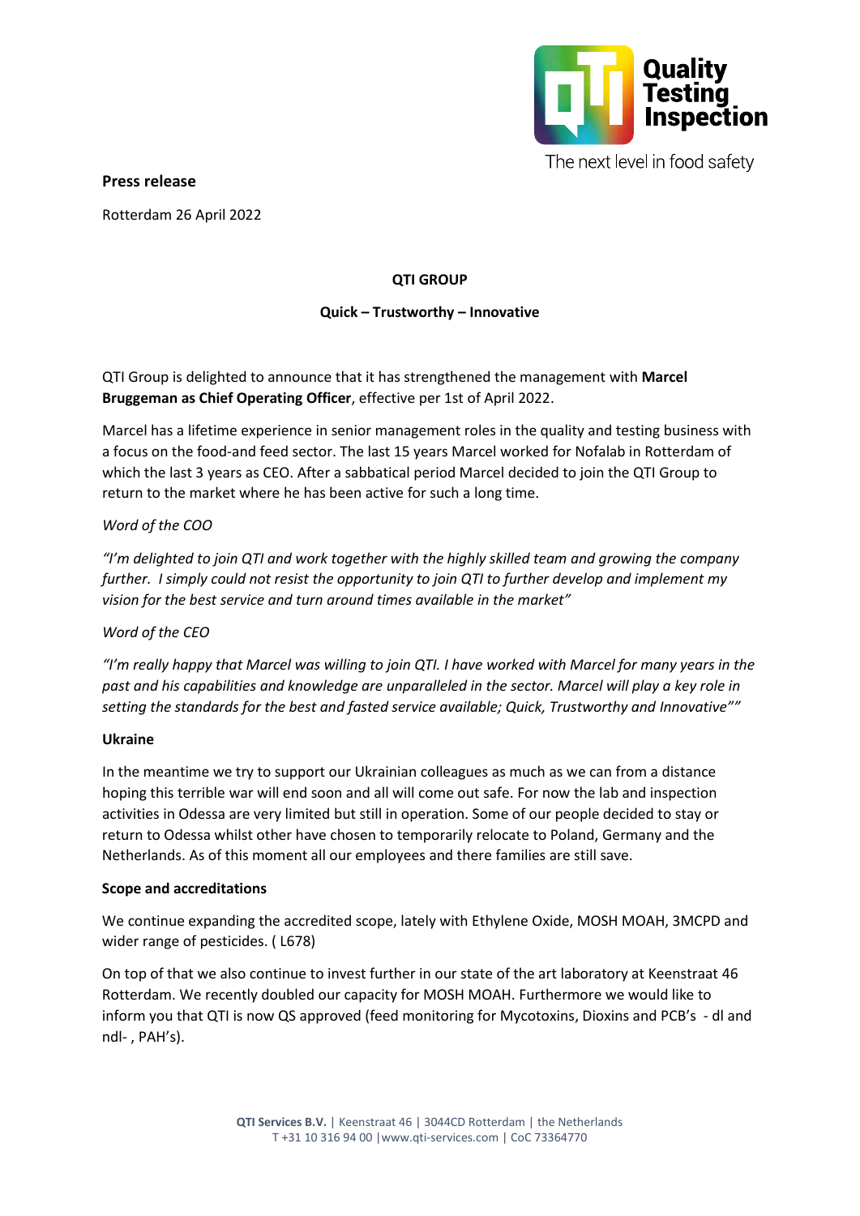Quality Testing Inspection

The next level in food safety

**Press release**

Rotterdam 26 April 2022

**QTI GROUP**

**Quick – Trustworthy – Innovative**

QTI Group is delighted to announce that it has strengthened the management with **Marcel Bruggeman as Chief Operating Officer**, effective per 1st of April 2022.

Marcel has a lifetime experience in senior management roles in the quality and testing business with a focus on the food-and feed sector. The last 15 years Marcel worked for Nofalab in Rotterdam of which the last 3 years as CEO. After a sabbatical period Marcel decided to join the QTI Group to return to the market where he has been active for such a long time.

*Word of the COO*

*"I'm delighted to join QTI and work together with the highly skilled team and growing the company further. I simply could not resist the opportunity to join QTI to further develop and implement my vision for the best service and turn around times available in the market"*

*Word of the CEO*

*"I'm really happy that Marcel was willing to join QTI. I have worked with Marcel for many years in the past and his capabilities and knowledge are unparalleled in the sector. Marcel will play a key role in setting the standards for the best and fasted service available; Quick, Trustworthy and Innovative""*

**Ukraine**

In the meantime we try to support our Ukrainian colleagues as much as we can from a distance hoping this terrible war will end soon and all will come out safe. For now the lab and inspection activities in Odessa are very limited but still in operation. Some of our people decided to stay or return to Odessa whilst other have chosen to temporarily relocate to Poland, Germany and the Netherlands. As of this moment all our employees and there families are still save.

**Scope and accreditations**

We continue expanding the accredited scope, lately with Ethylene Oxide, MOSH MOAH, 3MCPD and wider range of pesticides. ( L678)

On top of that we also continue to invest further in our state of the art laboratory at Keenstraat 46 Rotterdam. We recently doubled our capacity for MOSH MOAH. Furthermore we would like to inform you that QTI is now QS approved (feed monitoring for Mycotoxins, Dioxins and PCB's - dl and ndl- , PAH's).

**QTI Services B.V.** | Keenstraat 46 | 3044CD Rotterdam | the Netherlands
T +31 10 316 94 00 |www.qti-services.com | CoC 73364770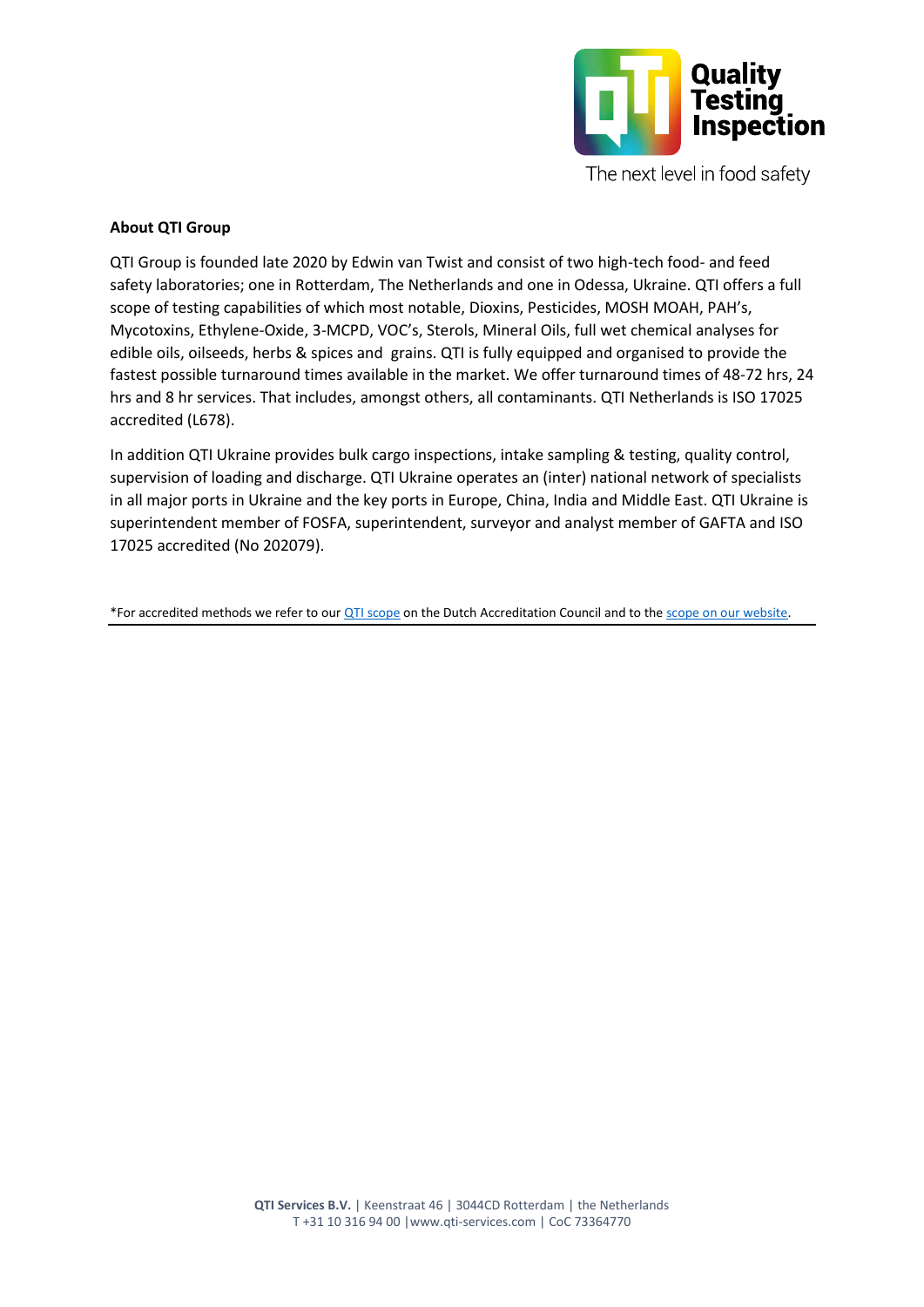**About QTI Group**

QTI Group is founded late 2020 by Edwin van Twist and consist of two high-tech food- and feed safety laboratories; one in Rotterdam, The Netherlands and one in Odessa, Ukraine. QTI offers a full scope of testing capabilities of which most notable, Dioxins, Pesticides, MOSH MOAH, PAH's, Mycotoxins, Ethylene-Oxide, 3-MCPD, VOC's, Sterols, Mineral Oils, full wet chemical analyses for edible oils, oilseeds, herbs & spices and grains. QTI is fully equipped and organised to provide the fastest possible turnaround times available in the market. We offer turnaround times of 48-72 hrs, 24 hrs and 8 hr services. That includes, amongst others, all contaminants. QTI Netherlands is ISO 17025 accredited (L678).

In addition QTI Ukraine provides bulk cargo inspections, intake sampling & testing, quality control, supervision of loading and discharge. QTI Ukraine operates an (inter) national network of specialists in all major ports in Ukraine and the key ports in Europe, China, India and Middle East. QTI Ukraine is superintendent member of FOSFA, superintendent, surveyor and analyst member of GAFTA and ISO 17025 accredited (No 202079).

*For accredited methods we refer to our QTI scope on the Dutch Accreditation Council and to the scope on our website.